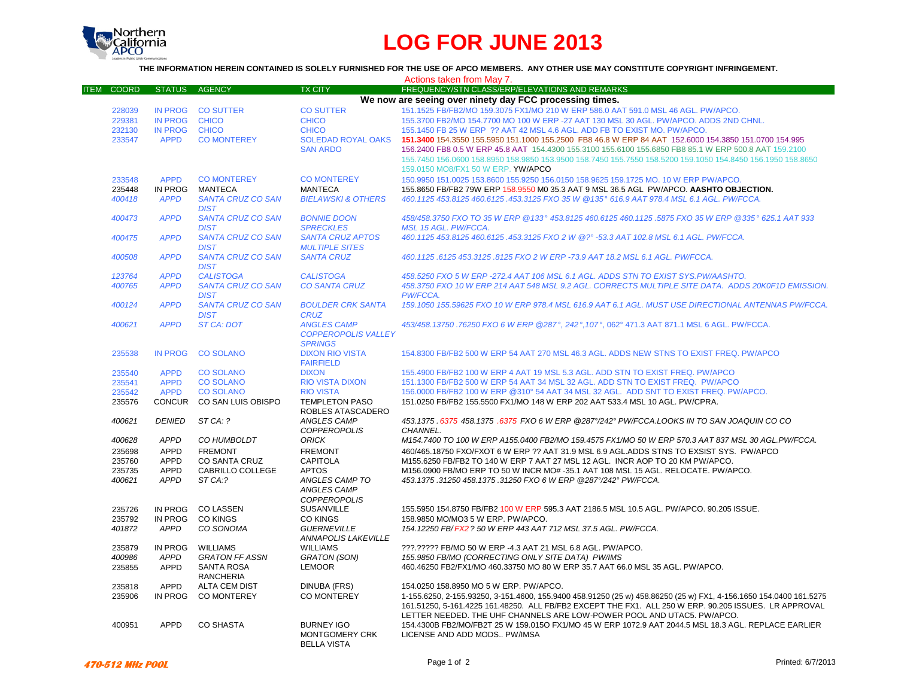# LOG FOR JUNE 2013

**THE INFORMATION HEREIN CONTAINED IS SOLELY FURNISHED FOR THE USE OF APCO MEMBERS. ANY OTHER USE MAY CONSTITUTE COPYRIGHT INFRINGEMENT.**

Actions taken from May 7.

| ITEM | COORD | STATUS | AGENCY | TX CITY | FREQUENCY/STN CLASS/ERP/ELEVATIONS AND REMARKS |
|---|---|---|---|---|---|
| | | | | | **We now are seeing over ninety day FCC processing times.** |
| | 228039 | IN PROG | CO SUTTER | CO SUTTER | 151.1525 FB/FB2/MO 159.3075 FX1/MO 210 W ERP 586.0 AAT 591.0 MSL 46 AGL. PW/APCO. |
| | 229381 | IN PROG | CHICO | CHICO | 155.3700 FB2/MO 154.7700 MO 100 W ERP -27 AAT 130 MSL 30 AGL. PW/APCO. ADDS 2ND CHNL. |
| | 232130 | IN PROG | CHICO | CHICO | 155.1450 FB 25 W ERP ?? AAT 42 MSL 4.6 AGL. ADD FB TO EXIST MO. PW/APCO. |
| | 233547 | APPD | CO MONTEREY | SOLEDAD ROYAL OAKS SAN ARDO | **151.3400** 154.3550 155.5950 151.1000 155.2500 FB8 46.8 W ERP 84 AAT 152.6000 154.3850 151.0700 154.995 156.2400 FB8 0.5 W ERP 45.8 AAT 154.4300 155.3100 155.6100 155.6850 FB8 85.1 W ERP 500.8 AAT 159.2100 155.7450 156.0600 158.8950 158.9850 153.9500 158.7450 155.7550 158.5200 159.1050 154.8450 156.1950 158.8650 159.0150 MO8/FX1 50 W ERP. YW/APCO |
| | 233548 | APPD | CO MONTEREY | CO MONTEREY | 150.9950 151.0025 153.8600 155.9250 156.0150 158.9625 159.1725 MO. 10 W ERP PW/APCO. |
| | 235448 | IN PROG | MANTECA | MANTECA | 155.8650 FB/FB2 79W ERP 158.9550 M0 35.3 AAT 9 MSL 36.5 AGL PW/APCO. **AASHTO OBJECTION.** |
| | *400418* | *APPD* | *SANTA CRUZ CO SAN DIST* | *BIELAWSKI & OTHERS* | *460.1125 453.8125 460.6125 .453.3125 FXO 35 W @135° 616.9 AAT 978.4 MSL 6.1 AGL. PW/FCCA.* |
| | *400473* | *APPD* | *SANTA CRUZ CO SAN DIST* | *BONNIE DOON SPRECKLES* | *458/458.3750 FXO TO 35 W ERP @133° 453.8125 460.6125 460.1125 .5875 FXO 35 W ERP @335° 625.1 AAT 933 MSL 15 AGL. PW/FCCA.* |
| | *400475* | *APPD* | *SANTA CRUZ CO SAN DIST* | *SANTA CRUZ APTOS MULTIPLE SITES* | *460.1125 453.8125 460.6125 .453.3125 FXO 2 W @?° -53.3 AAT 102.8 MSL 6.1 AGL. PW/FCCA.* |
| | *400508* | *APPD* | *SANTA CRUZ CO SAN DIST* | *SANTA CRUZ* | *460.1125 .6125 453.3125 .8125 FXO 2 W ERP -73.9 AAT 18.2 MSL 6.1 AGL. PW/FCCA.* |
| | *123764* | *APPD* | *CALISTOGA* | *CALISTOGA* | *458.5250 FXO 5 W ERP -272.4 AAT 106 MSL 6.1 AGL. ADDS STN TO EXIST SYS.PW/AASHTO.* |
| | *400765* | *APPD* | *SANTA CRUZ CO SAN DIST* | *CO SANTA CRUZ* | *458.3750 FXO 10 W ERP 214 AAT 548 MSL 9.2 AGL. CORRECTS MULTIPLE SITE DATA. ADDS 20K0F1D EMISSION. PW/FCCA.* |
| | *400124* | *APPD* | *SANTA CRUZ CO SAN DIST* | *BOULDER CRK SANTA CRUZ* | *159.1050 155.59625 FXO 10 W ERP 978.4 MSL 616.9 AAT 6.1 AGL. MUST USE DIRECTIONAL ANTENNAS PW/FCCA.* |
| | *400621* | *APPD* | *ST CA: DOT* | *ANGLES CAMP COPPEROPOLIS VALLEY SPRINGS* | *453/458.13750 .76250 FXO 6 W ERP @287°, 242°,107°, 062° 471.3 AAT 871.1 MSL 6 AGL. PW/FCCA.* |
| | 235538 | IN PROG | CO SOLANO | DIXON RIO VISTA FAIRFIELD | 154.8300 FB/FB2 500 W ERP 54 AAT 270 MSL 46.3 AGL. ADDS NEW STNS TO EXIST FREQ. PW/APCO |
| | 235540 | APPD | CO SOLANO | DIXON | 155.4900 FB/FB2 100 W ERP 4 AAT 19 MSL 5.3 AGL. ADD STN TO EXIST FREQ. PW/APCO |
| | 235541 | APPD | CO SOLANO | RIO VISTA DIXON | 151.1300 FB/FB2 500 W ERP 54 AAT 34 MSL 32 AGL. ADD STN TO EXIST FREQ. PW/APCO |
| | 235542 | APPD | CO SOLANO | RIO VISTA | 156.0000 FB/FB2 100 W ERP @310° 54 AAT 34 MSL 32 AGL. ADD SNT TO EXIST FREQ. PW/APCO. |
| | 235576 | CONCUR | CO SAN LUIS OBISPO | TEMPLETON PASO ROBLES ATASCADERO | 151.0250 FB/FB2 155.5500 FX1/MO 148 W ERP 202 AAT 533.4 MSL 10 AGL. PW/CPRA. |
| | *400621* | *DENIED* | *ST CA: ?* | *ANGLES CAMP COPPEROPOLIS* | *453.1375 .6375 458.1375 .6375 FXO 6 W ERP @287°/242° PW/FCCA.LOOKS IN TO SAN JOAQUIN CO CO CHANNEL.* |
| | *400628* | *APPD* | *CO HUMBOLDT* | *ORICK* | *M154.7400 TO 100 W ERP A155.0400 FB2/MO 159.4575 FX1/MO 50 W ERP 570.3 AAT 837 MSL 30 AGL.PW/FCCA.* |
| | 235698 | APPD | FREMONT | FREMONT | 460/465.18750 FXO/FXOT 6 W ERP ?? AAT 31.9 MSL 6.9 AGL.ADDS STNS TO EXSIST SYS. PW/APCO |
| | 235760 | APPD | CO SANTA CRUZ | CAPITOLA | M155.6250 FB/FB2 TO 140 W ERP 7 AAT 27 MSL 12 AGL. INCR AOP TO 20 KM PW/APCO. |
| | 235735 | APPD | CABRILLO COLLEGE | APTOS | M156.0900 FB/MO ERP TO 50 W INCR MO# -35.1 AAT 108 MSL 15 AGL. RELOCATE. PW/APCO. |
| | *400621* | *APPD* | *ST CA:?* | *ANGLES CAMP TO ANGLES CAMP COPPEROPOLIS* | *453.1375 .31250 458.1375 .31250 FXO 6 W ERP @287°/242° PW/FCCA.* |
| | 235726 | IN PROG | CO LASSEN | SUSANVILLE | 155.5950 154.8750 FB/FB2 100 W ERP 595.3 AAT 2186.5 MSL 10.5 AGL. PW/APCO. 90.205 ISSUE. |
| | 235792 | IN PROG | CO KINGS | CO KINGS | 158.9850 MO/MO3 5 W ERP. PW/APCO. |
| | *401872* | *APPD* | *CO SONOMA* | *GUERNEVILLE ANNAPOLIS LAKEVILLE* | *154.12250 FB/ FX2 ? 50 W ERP 443 AAT 712 MSL 37.5 AGL. PW/FCCA.* |
| | 235879 | IN PROG | WILLIAMS | WILLIAMS | ???.????? FB/MO 50 W ERP -4.3 AAT 21 MSL 6.8 AGL. PW/APCO. |
| | *400986* | *APPD* | *GRATON FF ASSN* | *GRATON (SON)* | *155.9850 FB/MO (CORRECTING ONLY SITE DATA) PW/IMS* |
| | 235855 | APPD | SANTA ROSA RANCHERIA | LEMOOR | 460.46250 FB2/FX1/MO 460.33750 MO 80 W ERP 35.7 AAT 66.0 MSL 35 AGL. PW/APCO. |
| | 235818 | APPD | ALTA CEM DIST | DINUBA (FRS) | 154.0250 158.8950 MO 5 W ERP. PW/APCO. |
| | 235906 | IN PROG | CO MONTEREY | CO MONTEREY | 1-155.6250, 2-155.93250, 3-151.4600, 155.9400 458.91250 (25 w) 458.86250 (25 w) FX1, 4-156.1650 154.0400 161.5275 161.51250, 5-161.4225 161.48250. ALL FB/FB2 EXCEPT THE FX1. ALL 250 W ERP. 90.205 ISSUES. LR APPROVAL LETTER NEEDED. THE UHF CHANNELS ARE LOW-POWER POOL AND UTAC5. PW/APCO. |
| | 400951 | APPD | CO SHASTA | BURNEY IGO MONTGOMERY CRK BELLA VISTA | 154.4300B FB2/MO/FB2T 25 W 159.015O FX1/MO 45 W ERP 1072.9 AAT 2044.5 MSL 18.3 AGL. REPLACE EARLIER LICENSE AND ADD MODS.. PW/IMSA |

*470-512 MHz POOL*

Printed: 6/7/2013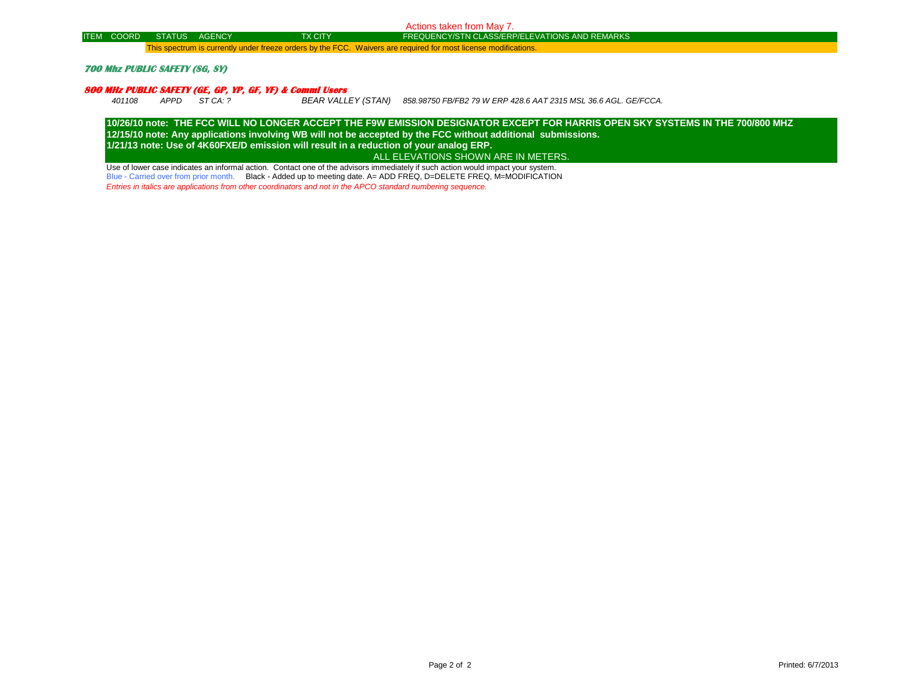Actions taken from May 7.

| ITEM | COORD | STATUS | AGENCY | TX CITY | FREQUENCY/STN CLASS/ERP/ELEVATIONS AND REMARKS |
|---|---|---|---|---|---|

This spectrum is currently under freeze orders by the FCC. Waivers are required for most license modifications.

### *700 Mhz PUBLIC SAFETY (SG, SY)*

### *800 MHz PUBLIC SAFETY (GE, GP, YP, GF, YF) & Comml Users*

| ITEM | COORD | STATUS | AGENCY | TX CITY | FREQUENCY/STN CLASS/ERP/ELEVATIONS AND REMARKS |
|---|---|---|---|---|---|
| | *401108* | *APPD* | *ST CA: ?* | *BEAR VALLEY (STAN)* | *858.98750 FB/FB2 79 W ERP 428.6 AAT 2315 MSL 36.6 AGL. GE/FCCA.* |

**10/26/10 note: THE FCC WILL NO LONGER ACCEPT THE F9W EMISSION DESIGNATOR EXCEPT FOR HARRIS OPEN SKY SYSTEMS IN THE 700/800 MHZ**
**12/15/10 note: Any applications involving WB will not be accepted by the FCC without additional submissions.**
**1/21/13 note: Use of 4K60FXE/D emission will result in a reduction of your analog ERP.**

ALL ELEVATIONS SHOWN ARE IN METERS.

Use of lower case indicates an informal action. Contact one of the advisors immediately if such action would impact your system.

Blue - Carried over from prior month. Black - Added up to meeting date. A= ADD FREQ, D=DELETE FREQ, M=MODIFICATION

*Entries in italics are applications from other coordinators and not in the APCO standard numbering sequence.*

Printed: 6/7/2013